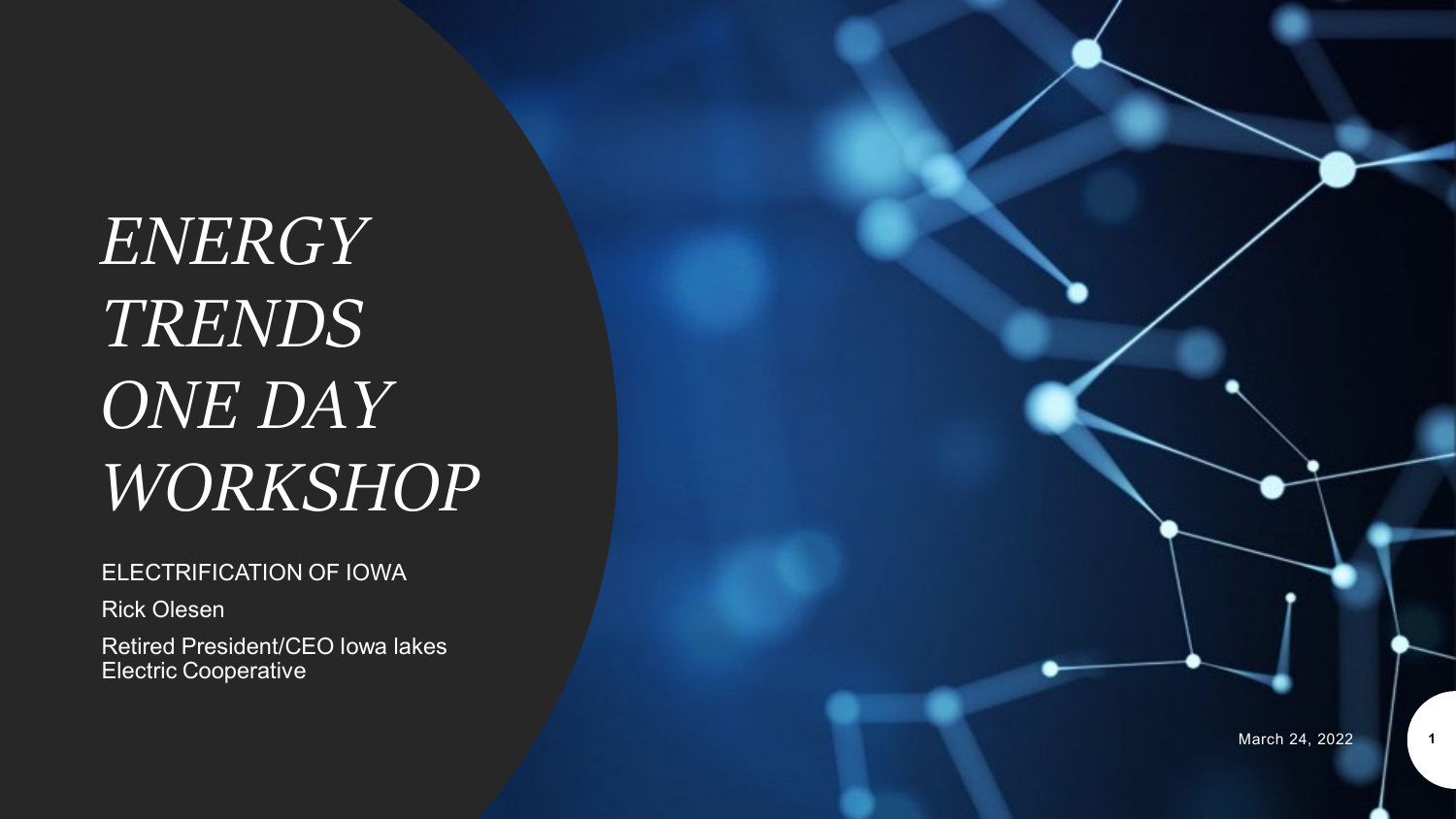# *ENERGY TRENDS ONE DAY WORKSHOP*

ELECTRIFICATION OF IOWA

Rick Olesen

Retired President/CEO Iowa lakes Electric Cooperative

March 24, 2022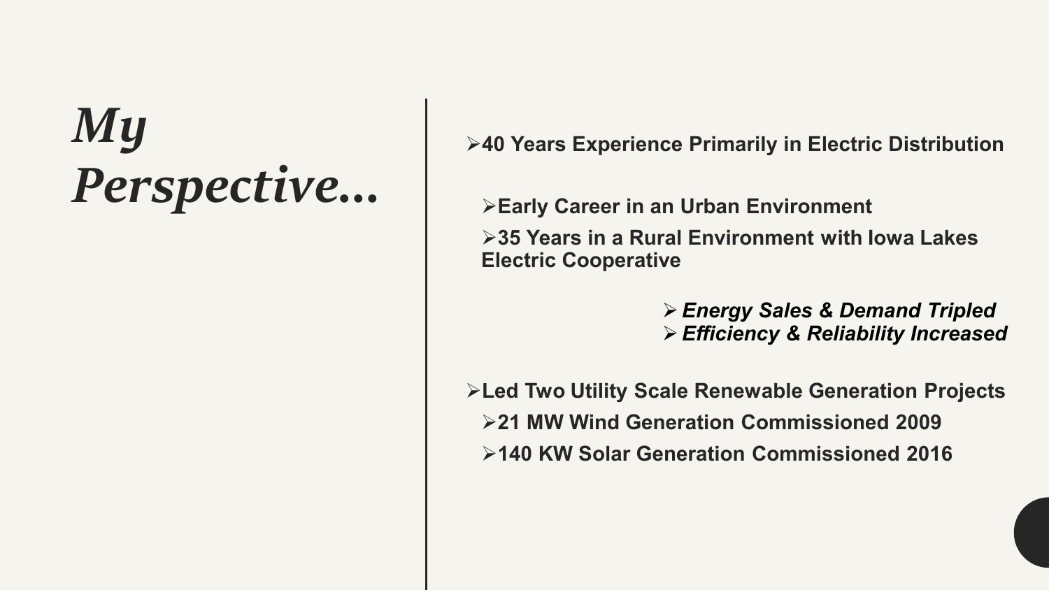# *My Perspective…*

- **40 Years Experience Primarily in Electric Distribution**
  - **Early Career in an Urban Environment**
  - **35 Years in a Rural Environment with Iowa Lakes Electric Cooperative**
    - ***Energy Sales & Demand Tripled***
    - ***Efficiency & Reliability Increased***
- **Led Two Utility Scale Renewable Generation Projects**
  - **21 MW Wind Generation Commissioned 2009**
  - **140 KW Solar Generation Commissioned 2016**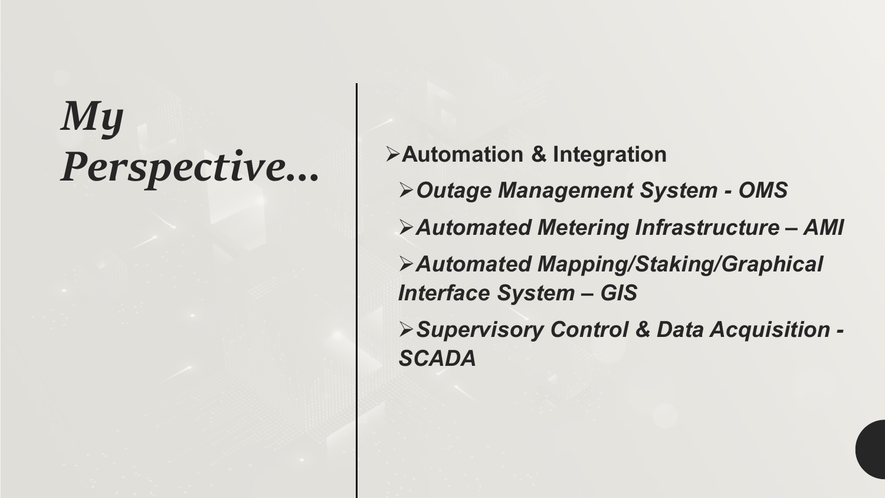# *My Perspective…*

- **Automation & Integration**
  - ***Outage Management System - OMS***
  - ***Automated Metering Infrastructure – AMI***
  - ***Automated Mapping/Staking/Graphical Interface System – GIS***
  - ***Supervisory Control & Data Acquisition - SCADA***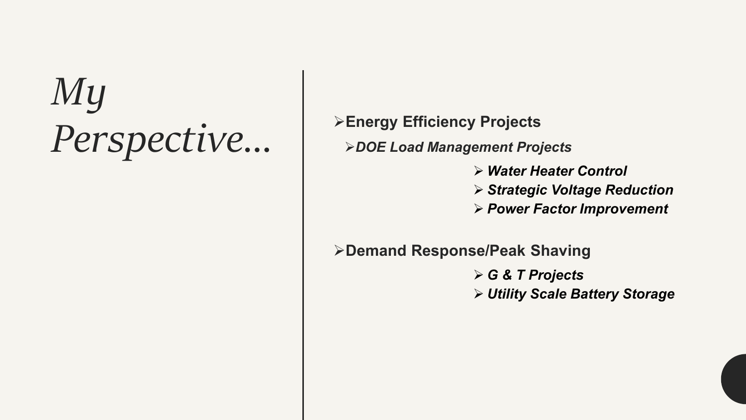# *My Perspective…*

- **Energy Efficiency Projects**
  - ***DOE Load Management Projects***
    - ***Water Heater Control***
    - ***Strategic Voltage Reduction***
    - ***Power Factor Improvement***

- **Demand Response/Peak Shaving**
  - ***G & T Projects***
  - ***Utility Scale Battery Storage***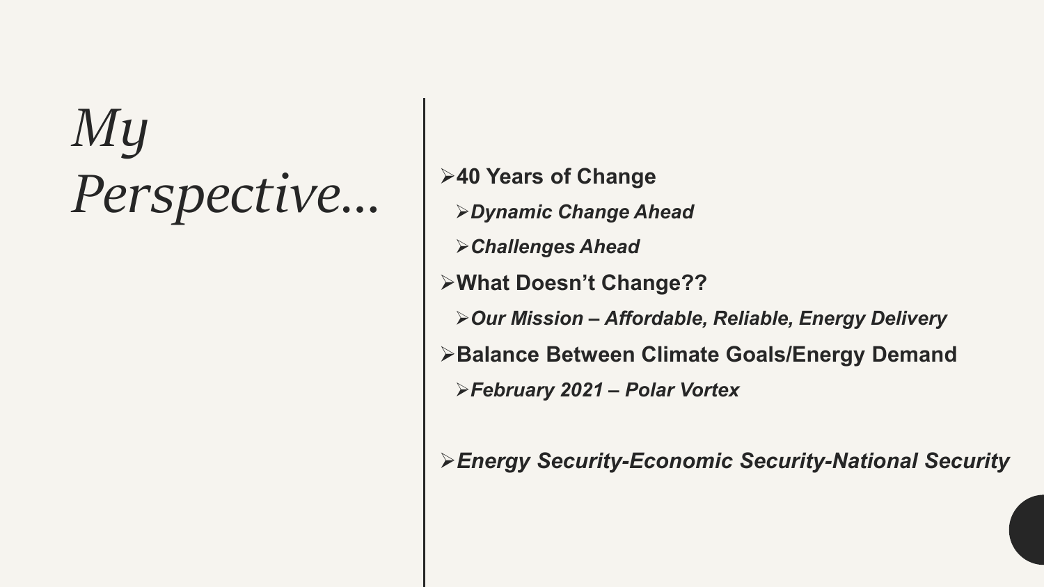# *My Perspective…*

- **40 Years of Change**
  - ***Dynamic Change Ahead***
  - ***Challenges Ahead***
- **What Doesn't Change??**
  - ***Our Mission – Affordable, Reliable, Energy Delivery***
- **Balance Between Climate Goals/Energy Demand**
  - ***February 2021 – Polar Vortex***

- ***Energy Security-Economic Security-National Security***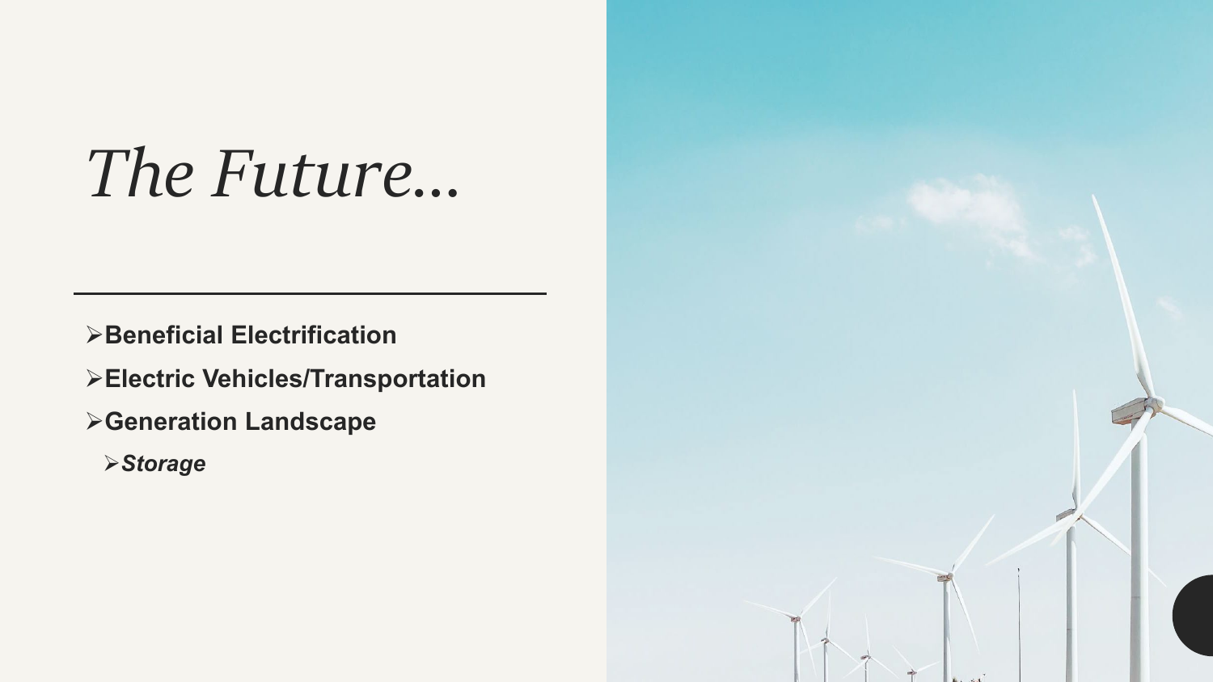# *The Future…*

- **Beneficial Electrification**
- **Electric Vehicles/Transportation**
- **Generation Landscape**
  - ***Storage***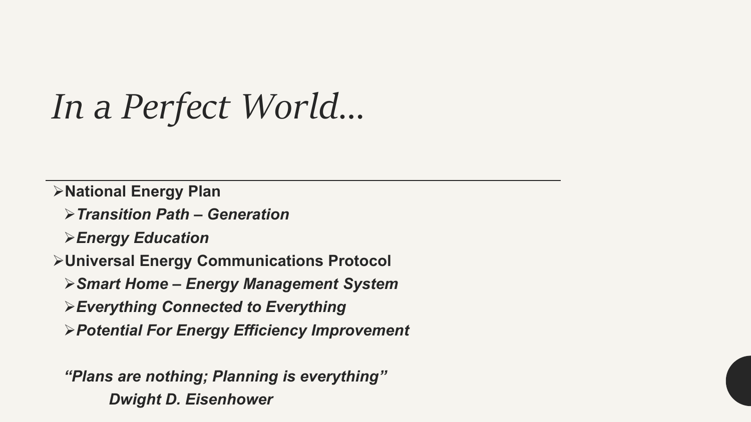# *In a Perfect World…*

- **National Energy Plan**
  - ***Transition Path – Generation***
  - ***Energy Education***
- **Universal Energy Communications Protocol**
  - ***Smart Home – Energy Management System***
  - ***Everything Connected to Everything***
  - ***Potential For Energy Efficiency Improvement***

***"Plans are nothing; Planning is everything"***

***Dwight D. Eisenhower***